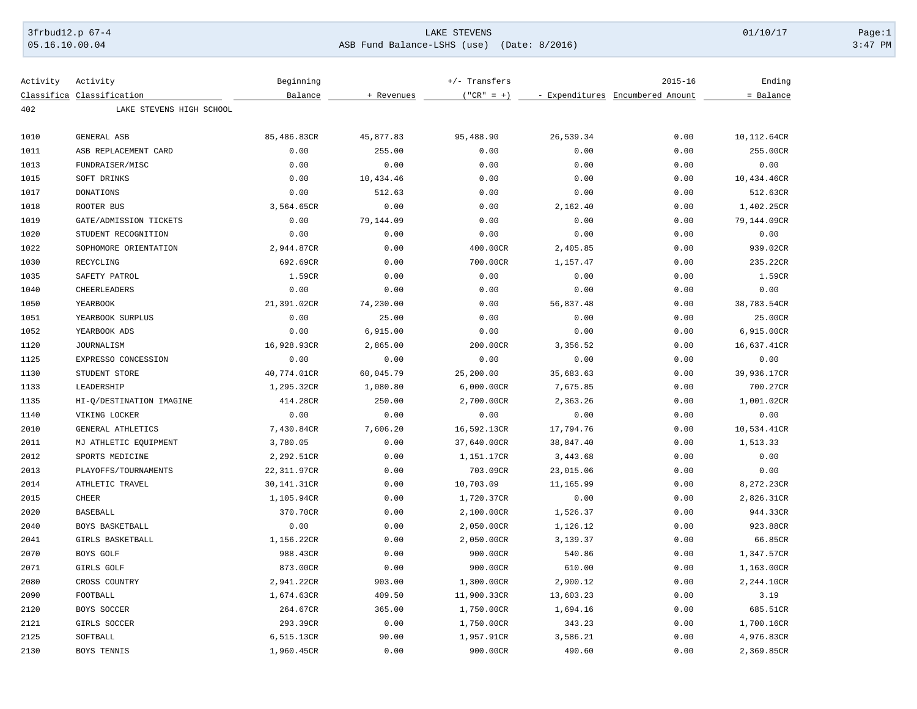3frbud12.p 67-4 LAKE STEVENS 01/10/17

05.16.10.00.04 ASB Fund Balance-LSHS (use) (Date: 8/2016) 3:47 PM

| Activity Classifica | Activity Classification | Beginning Balance | + Revenues | +/- Transfers ("CR" = +) | - Expenditures | 2015-16 Encumbered Amount | Ending = Balance |
|---|---|---|---|---|---|---|---|
| 402 | LAKE STEVENS HIGH SCHOOL | | | | | | |
| 1010 | GENERAL ASB | 85,486.83CR | 45,877.83 | 95,488.90 | 26,539.34 | 0.00 | 10,112.64CR |
| 1011 | ASB REPLACEMENT CARD | 0.00 | 255.00 | 0.00 | 0.00 | 0.00 | 255.00CR |
| 1013 | FUNDRAISER/MISC | 0.00 | 0.00 | 0.00 | 0.00 | 0.00 | 0.00 |
| 1015 | SOFT DRINKS | 0.00 | 10,434.46 | 0.00 | 0.00 | 0.00 | 10,434.46CR |
| 1017 | DONATIONS | 0.00 | 512.63 | 0.00 | 0.00 | 0.00 | 512.63CR |
| 1018 | ROOTER BUS | 3,564.65CR | 0.00 | 0.00 | 2,162.40 | 0.00 | 1,402.25CR |
| 1019 | GATE/ADMISSION TICKETS | 0.00 | 79,144.09 | 0.00 | 0.00 | 0.00 | 79,144.09CR |
| 1020 | STUDENT RECOGNITION | 0.00 | 0.00 | 0.00 | 0.00 | 0.00 | 0.00 |
| 1022 | SOPHOMORE ORIENTATION | 2,944.87CR | 0.00 | 400.00CR | 2,405.85 | 0.00 | 939.02CR |
| 1030 | RECYCLING | 692.69CR | 0.00 | 700.00CR | 1,157.47 | 0.00 | 235.22CR |
| 1035 | SAFETY PATROL | 1.59CR | 0.00 | 0.00 | 0.00 | 0.00 | 1.59CR |
| 1040 | CHEERLEADERS | 0.00 | 0.00 | 0.00 | 0.00 | 0.00 | 0.00 |
| 1050 | YEARBOOK | 21,391.02CR | 74,230.00 | 0.00 | 56,837.48 | 0.00 | 38,783.54CR |
| 1051 | YEARBOOK SURPLUS | 0.00 | 25.00 | 0.00 | 0.00 | 0.00 | 25.00CR |
| 1052 | YEARBOOK ADS | 0.00 | 6,915.00 | 0.00 | 0.00 | 0.00 | 6,915.00CR |
| 1120 | JOURNALISM | 16,928.93CR | 2,865.00 | 200.00CR | 3,356.52 | 0.00 | 16,637.41CR |
| 1125 | EXPRESSO CONCESSION | 0.00 | 0.00 | 0.00 | 0.00 | 0.00 | 0.00 |
| 1130 | STUDENT STORE | 40,774.01CR | 60,045.79 | 25,200.00 | 35,683.63 | 0.00 | 39,936.17CR |
| 1133 | LEADERSHIP | 1,295.32CR | 1,080.80 | 6,000.00CR | 7,675.85 | 0.00 | 700.27CR |
| 1135 | HI-Q/DESTINATION IMAGINE | 414.28CR | 250.00 | 2,700.00CR | 2,363.26 | 0.00 | 1,001.02CR |
| 1140 | VIKING LOCKER | 0.00 | 0.00 | 0.00 | 0.00 | 0.00 | 0.00 |
| 2010 | GENERAL ATHLETICS | 7,430.84CR | 7,606.20 | 16,592.13CR | 17,794.76 | 0.00 | 10,534.41CR |
| 2011 | MJ ATHLETIC EQUIPMENT | 3,780.05 | 0.00 | 37,640.00CR | 38,847.40 | 0.00 | 1,513.33 |
| 2012 | SPORTS MEDICINE | 2,292.51CR | 0.00 | 1,151.17CR | 3,443.68 | 0.00 | 0.00 |
| 2013 | PLAYOFFS/TOURNAMENTS | 22,311.97CR | 0.00 | 703.09CR | 23,015.06 | 0.00 | 0.00 |
| 2014 | ATHLETIC TRAVEL | 30,141.31CR | 0.00 | 10,703.09 | 11,165.99 | 0.00 | 8,272.23CR |
| 2015 | CHEER | 1,105.94CR | 0.00 | 1,720.37CR | 0.00 | 0.00 | 2,826.31CR |
| 2020 | BASEBALL | 370.70CR | 0.00 | 2,100.00CR | 1,526.37 | 0.00 | 944.33CR |
| 2040 | BOYS BASKETBALL | 0.00 | 0.00 | 2,050.00CR | 1,126.12 | 0.00 | 923.88CR |
| 2041 | GIRLS BASKETBALL | 1,156.22CR | 0.00 | 2,050.00CR | 3,139.37 | 0.00 | 66.85CR |
| 2070 | BOYS GOLF | 988.43CR | 0.00 | 900.00CR | 540.86 | 0.00 | 1,347.57CR |
| 2071 | GIRLS GOLF | 873.00CR | 0.00 | 900.00CR | 610.00 | 0.00 | 1,163.00CR |
| 2080 | CROSS COUNTRY | 2,941.22CR | 903.00 | 1,300.00CR | 2,900.12 | 0.00 | 2,244.10CR |
| 2090 | FOOTBALL | 1,674.63CR | 409.50 | 11,900.33CR | 13,603.23 | 0.00 | 3.19 |
| 2120 | BOYS SOCCER | 264.67CR | 365.00 | 1,750.00CR | 1,694.16 | 0.00 | 685.51CR |
| 2121 | GIRLS SOCCER | 293.39CR | 0.00 | 1,750.00CR | 343.23 | 0.00 | 1,700.16CR |
| 2125 | SOFTBALL | 6,515.13CR | 90.00 | 1,957.91CR | 3,586.21 | 0.00 | 4,976.83CR |
| 2130 | BOYS TENNIS | 1,960.45CR | 0.00 | 900.00CR | 490.60 | 0.00 | 2,369.85CR |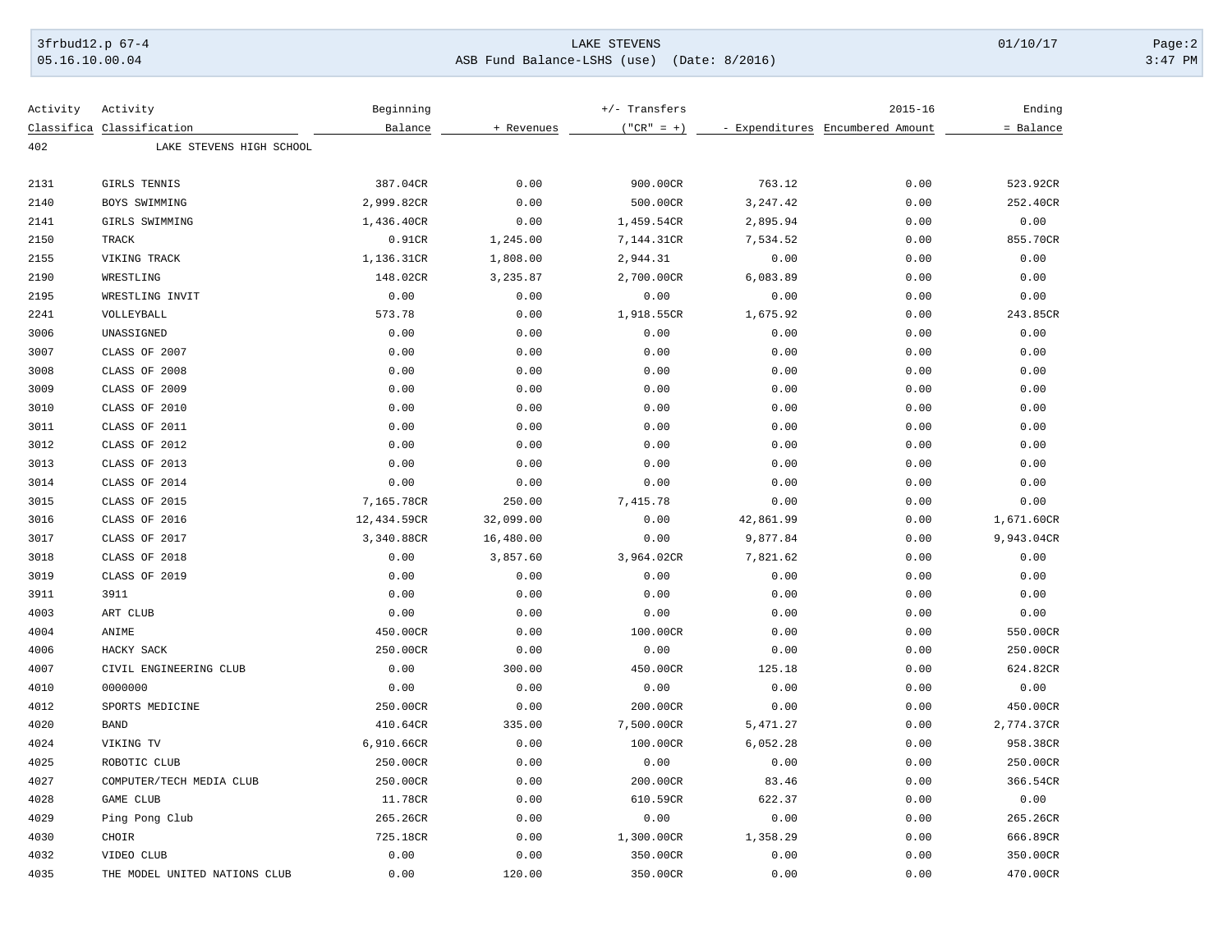| Activity Classifica | Activity Classification | Beginning Balance | + Revenues | +/- Transfers ("CR" = +) | - Expenditures | 2015-16 Encumbered Amount | Ending = Balance |
|---|---|---|---|---|---|---|---|
| 402 | LAKE STEVENS HIGH SCHOOL | | | | | | |
| 2131 | GIRLS TENNIS | 387.04CR | 0.00 | 900.00CR | 763.12 | 0.00 | 523.92CR |
| 2140 | BOYS SWIMMING | 2,999.82CR | 0.00 | 500.00CR | 3,247.42 | 0.00 | 252.40CR |
| 2141 | GIRLS SWIMMING | 1,436.40CR | 0.00 | 1,459.54CR | 2,895.94 | 0.00 | 0.00 |
| 2150 | TRACK | 0.91CR | 1,245.00 | 7,144.31CR | 7,534.52 | 0.00 | 855.70CR |
| 2155 | VIKING TRACK | 1,136.31CR | 1,808.00 | 2,944.31 | 0.00 | 0.00 | 0.00 |
| 2190 | WRESTLING | 148.02CR | 3,235.87 | 2,700.00CR | 6,083.89 | 0.00 | 0.00 |
| 2195 | WRESTLING INVIT | 0.00 | 0.00 | 0.00 | 0.00 | 0.00 | 0.00 |
| 2241 | VOLLEYBALL | 573.78 | 0.00 | 1,918.55CR | 1,675.92 | 0.00 | 243.85CR |
| 3006 | UNASSIGNED | 0.00 | 0.00 | 0.00 | 0.00 | 0.00 | 0.00 |
| 3007 | CLASS OF 2007 | 0.00 | 0.00 | 0.00 | 0.00 | 0.00 | 0.00 |
| 3008 | CLASS OF 2008 | 0.00 | 0.00 | 0.00 | 0.00 | 0.00 | 0.00 |
| 3009 | CLASS OF 2009 | 0.00 | 0.00 | 0.00 | 0.00 | 0.00 | 0.00 |
| 3010 | CLASS OF 2010 | 0.00 | 0.00 | 0.00 | 0.00 | 0.00 | 0.00 |
| 3011 | CLASS OF 2011 | 0.00 | 0.00 | 0.00 | 0.00 | 0.00 | 0.00 |
| 3012 | CLASS OF 2012 | 0.00 | 0.00 | 0.00 | 0.00 | 0.00 | 0.00 |
| 3013 | CLASS OF 2013 | 0.00 | 0.00 | 0.00 | 0.00 | 0.00 | 0.00 |
| 3014 | CLASS OF 2014 | 0.00 | 0.00 | 0.00 | 0.00 | 0.00 | 0.00 |
| 3015 | CLASS OF 2015 | 7,165.78CR | 250.00 | 7,415.78 | 0.00 | 0.00 | 0.00 |
| 3016 | CLASS OF 2016 | 12,434.59CR | 32,099.00 | 0.00 | 42,861.99 | 0.00 | 1,671.60CR |
| 3017 | CLASS OF 2017 | 3,340.88CR | 16,480.00 | 0.00 | 9,877.84 | 0.00 | 9,943.04CR |
| 3018 | CLASS OF 2018 | 0.00 | 3,857.60 | 3,964.02CR | 7,821.62 | 0.00 | 0.00 |
| 3019 | CLASS OF 2019 | 0.00 | 0.00 | 0.00 | 0.00 | 0.00 | 0.00 |
| 3911 | 3911 | 0.00 | 0.00 | 0.00 | 0.00 | 0.00 | 0.00 |
| 4003 | ART CLUB | 0.00 | 0.00 | 0.00 | 0.00 | 0.00 | 0.00 |
| 4004 | ANIME | 450.00CR | 0.00 | 100.00CR | 0.00 | 0.00 | 550.00CR |
| 4006 | HACKY SACK | 250.00CR | 0.00 | 0.00 | 0.00 | 0.00 | 250.00CR |
| 4007 | CIVIL ENGINEERING CLUB | 0.00 | 300.00 | 450.00CR | 125.18 | 0.00 | 624.82CR |
| 4010 | 0000000 | 0.00 | 0.00 | 0.00 | 0.00 | 0.00 | 0.00 |
| 4012 | SPORTS MEDICINE | 250.00CR | 0.00 | 200.00CR | 0.00 | 0.00 | 450.00CR |
| 4020 | BAND | 410.64CR | 335.00 | 7,500.00CR | 5,471.27 | 0.00 | 2,774.37CR |
| 4024 | VIKING TV | 6,910.66CR | 0.00 | 100.00CR | 6,052.28 | 0.00 | 958.38CR |
| 4025 | ROBOTIC CLUB | 250.00CR | 0.00 | 0.00 | 0.00 | 0.00 | 250.00CR |
| 4027 | COMPUTER/TECH MEDIA CLUB | 250.00CR | 0.00 | 200.00CR | 83.46 | 0.00 | 366.54CR |
| 4028 | GAME CLUB | 11.78CR | 0.00 | 610.59CR | 622.37 | 0.00 | 0.00 |
| 4029 | Ping Pong Club | 265.26CR | 0.00 | 0.00 | 0.00 | 0.00 | 265.26CR |
| 4030 | CHOIR | 725.18CR | 0.00 | 1,300.00CR | 1,358.29 | 0.00 | 666.89CR |
| 4032 | VIDEO CLUB | 0.00 | 0.00 | 350.00CR | 0.00 | 0.00 | 350.00CR |
| 4035 | THE MODEL UNITED NATIONS CLUB | 0.00 | 120.00 | 350.00CR | 0.00 | 0.00 | 470.00CR |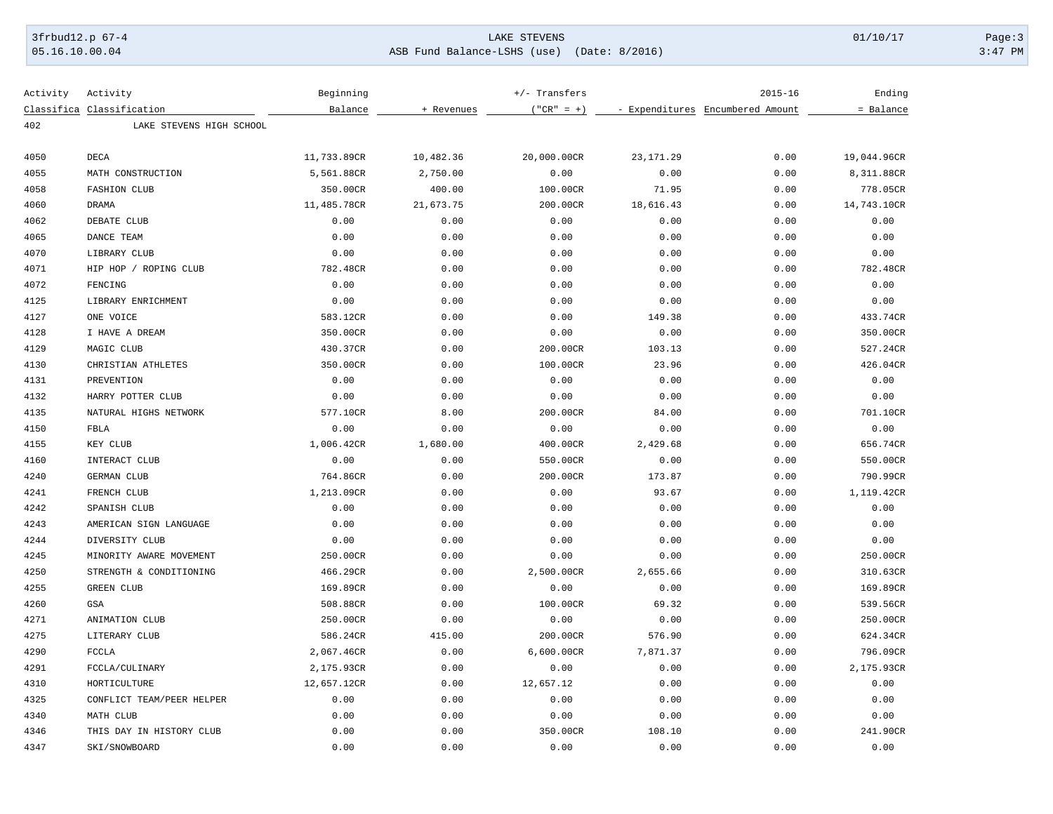| Activity Classifica | Activity Classification | Beginning Balance | + Revenues | +/- Transfers ("CR" = +) | - Expenditures | 2015-16 Encumbered Amount | Ending = Balance |
|---|---|---|---|---|---|---|---|
| 402 | LAKE STEVENS HIGH SCHOOL | | | | | | |
| 4050 | DECA | 11,733.89CR | 10,482.36 | 20,000.00CR | 23,171.29 | 0.00 | 19,044.96CR |
| 4055 | MATH CONSTRUCTION | 5,561.88CR | 2,750.00 | 0.00 | 0.00 | 0.00 | 8,311.88CR |
| 4058 | FASHION CLUB | 350.00CR | 400.00 | 100.00CR | 71.95 | 0.00 | 778.05CR |
| 4060 | DRAMA | 11,485.78CR | 21,673.75 | 200.00CR | 18,616.43 | 0.00 | 14,743.10CR |
| 4062 | DEBATE CLUB | 0.00 | 0.00 | 0.00 | 0.00 | 0.00 | 0.00 |
| 4065 | DANCE TEAM | 0.00 | 0.00 | 0.00 | 0.00 | 0.00 | 0.00 |
| 4070 | LIBRARY CLUB | 0.00 | 0.00 | 0.00 | 0.00 | 0.00 | 0.00 |
| 4071 | HIP HOP / ROPING CLUB | 782.48CR | 0.00 | 0.00 | 0.00 | 0.00 | 782.48CR |
| 4072 | FENCING | 0.00 | 0.00 | 0.00 | 0.00 | 0.00 | 0.00 |
| 4125 | LIBRARY ENRICHMENT | 0.00 | 0.00 | 0.00 | 0.00 | 0.00 | 0.00 |
| 4127 | ONE VOICE | 583.12CR | 0.00 | 0.00 | 149.38 | 0.00 | 433.74CR |
| 4128 | I HAVE A DREAM | 350.00CR | 0.00 | 0.00 | 0.00 | 0.00 | 350.00CR |
| 4129 | MAGIC CLUB | 430.37CR | 0.00 | 200.00CR | 103.13 | 0.00 | 527.24CR |
| 4130 | CHRISTIAN ATHLETES | 350.00CR | 0.00 | 100.00CR | 23.96 | 0.00 | 426.04CR |
| 4131 | PREVENTION | 0.00 | 0.00 | 0.00 | 0.00 | 0.00 | 0.00 |
| 4132 | HARRY POTTER CLUB | 0.00 | 0.00 | 0.00 | 0.00 | 0.00 | 0.00 |
| 4135 | NATURAL HIGHS NETWORK | 577.10CR | 8.00 | 200.00CR | 84.00 | 0.00 | 701.10CR |
| 4150 | FBLA | 0.00 | 0.00 | 0.00 | 0.00 | 0.00 | 0.00 |
| 4155 | KEY CLUB | 1,006.42CR | 1,680.00 | 400.00CR | 2,429.68 | 0.00 | 656.74CR |
| 4160 | INTERACT CLUB | 0.00 | 0.00 | 550.00CR | 0.00 | 0.00 | 550.00CR |
| 4240 | GERMAN CLUB | 764.86CR | 0.00 | 200.00CR | 173.87 | 0.00 | 790.99CR |
| 4241 | FRENCH CLUB | 1,213.09CR | 0.00 | 0.00 | 93.67 | 0.00 | 1,119.42CR |
| 4242 | SPANISH CLUB | 0.00 | 0.00 | 0.00 | 0.00 | 0.00 | 0.00 |
| 4243 | AMERICAN SIGN LANGUAGE | 0.00 | 0.00 | 0.00 | 0.00 | 0.00 | 0.00 |
| 4244 | DIVERSITY CLUB | 0.00 | 0.00 | 0.00 | 0.00 | 0.00 | 0.00 |
| 4245 | MINORITY AWARE MOVEMENT | 250.00CR | 0.00 | 0.00 | 0.00 | 0.00 | 250.00CR |
| 4250 | STRENGTH & CONDITIONING | 466.29CR | 0.00 | 2,500.00CR | 2,655.66 | 0.00 | 310.63CR |
| 4255 | GREEN CLUB | 169.89CR | 0.00 | 0.00 | 0.00 | 0.00 | 169.89CR |
| 4260 | GSA | 508.88CR | 0.00 | 100.00CR | 69.32 | 0.00 | 539.56CR |
| 4271 | ANIMATION CLUB | 250.00CR | 0.00 | 0.00 | 0.00 | 0.00 | 250.00CR |
| 4275 | LITERARY CLUB | 586.24CR | 415.00 | 200.00CR | 576.90 | 0.00 | 624.34CR |
| 4290 | FCCLA | 2,067.46CR | 0.00 | 6,600.00CR | 7,871.37 | 0.00 | 796.09CR |
| 4291 | FCCLA/CULINARY | 2,175.93CR | 0.00 | 0.00 | 0.00 | 0.00 | 2,175.93CR |
| 4310 | HORTICULTURE | 12,657.12CR | 0.00 | 12,657.12 | 0.00 | 0.00 | 0.00 |
| 4325 | CONFLICT TEAM/PEER HELPER | 0.00 | 0.00 | 0.00 | 0.00 | 0.00 | 0.00 |
| 4340 | MATH CLUB | 0.00 | 0.00 | 0.00 | 0.00 | 0.00 | 0.00 |
| 4346 | THIS DAY IN HISTORY CLUB | 0.00 | 0.00 | 350.00CR | 108.10 | 0.00 | 241.90CR |
| 4347 | SKI/SNOWBOARD | 0.00 | 0.00 | 0.00 | 0.00 | 0.00 | 0.00 |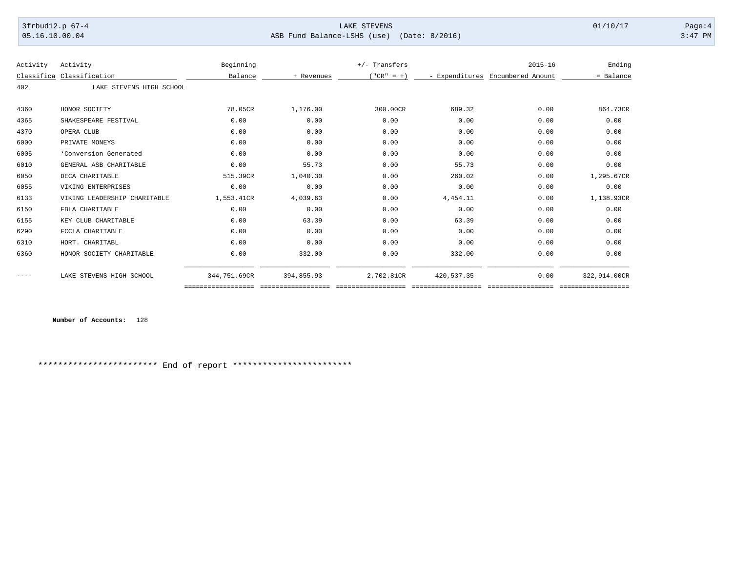| Activity Classifica | Activity Classification | Beginning Balance | + Revenues | +/- Transfers ("CR" = +) | - Expenditures | 2015-16 Encumbered Amount | Ending = Balance |
|---|---|---|---|---|---|---|---|
| 402 | LAKE STEVENS HIGH SCHOOL | | | | | | |
| 4360 | HONOR SOCIETY | 78.05CR | 1,176.00 | 300.00CR | 689.32 | 0.00 | 864.73CR |
| 4365 | SHAKESPEARE FESTIVAL | 0.00 | 0.00 | 0.00 | 0.00 | 0.00 | 0.00 |
| 4370 | OPERA CLUB | 0.00 | 0.00 | 0.00 | 0.00 | 0.00 | 0.00 |
| 6000 | PRIVATE MONEYS | 0.00 | 0.00 | 0.00 | 0.00 | 0.00 | 0.00 |
| 6005 | *Conversion Generated | 0.00 | 0.00 | 0.00 | 0.00 | 0.00 | 0.00 |
| 6010 | GENERAL ASB CHARITABLE | 0.00 | 55.73 | 0.00 | 55.73 | 0.00 | 0.00 |
| 6050 | DECA CHARITABLE | 515.39CR | 1,040.30 | 0.00 | 260.02 | 0.00 | 1,295.67CR |
| 6055 | VIKING ENTERPRISES | 0.00 | 0.00 | 0.00 | 0.00 | 0.00 | 0.00 |
| 6133 | VIKING LEADERSHIP CHARITABLE | 1,553.41CR | 4,039.63 | 0.00 | 4,454.11 | 0.00 | 1,138.93CR |
| 6150 | FBLA CHARITABLE | 0.00 | 0.00 | 0.00 | 0.00 | 0.00 | 0.00 |
| 6155 | KEY CLUB CHARITABLE | 0.00 | 63.39 | 0.00 | 63.39 | 0.00 | 0.00 |
| 6290 | FCCLA CHARITABLE | 0.00 | 0.00 | 0.00 | 0.00 | 0.00 | 0.00 |
| 6310 | HORT. CHARITABL | 0.00 | 0.00 | 0.00 | 0.00 | 0.00 | 0.00 |
| 6360 | HONOR SOCIETY CHARITABLE | 0.00 | 332.00 | 0.00 | 332.00 | 0.00 | 0.00 |
| ---- | LAKE STEVENS HIGH SCHOOL | 344,751.69CR | 394,855.93 | 2,702.81CR | 420,537.35 | 0.00 | 322,914.00CR |

**Number of Accounts:** 128

************************ End of report ************************